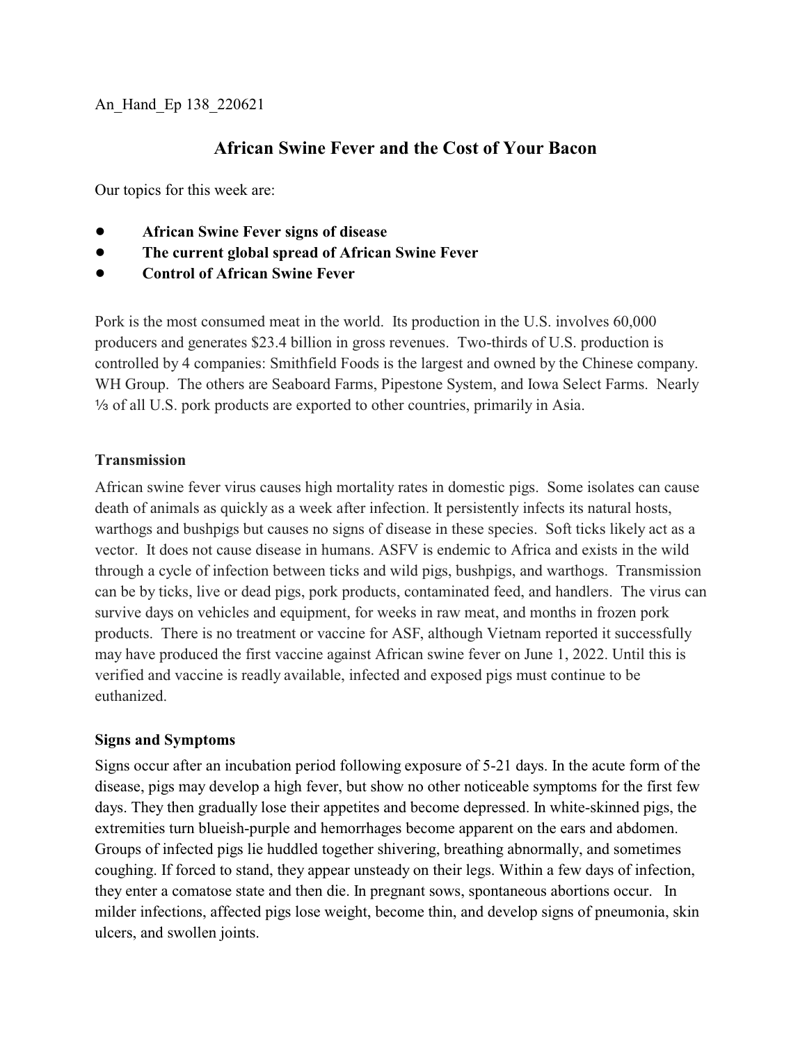An_Hand_Ep 138_220621

# African Swine Fever and the Cost of Your Bacon

Our topics for this week are:

- **African Swine Fever signs of disease**
- **The current global spread of African Swine Fever**
- **Control of African Swine Fever**

Pork is the most consumed meat in the world. Its production in the U.S. involves 60,000 producers and generates $23.4 billion in gross revenues. Two-thirds of U.S. production is controlled by 4 companies: Smithfield Foods is the largest and owned by the Chinese company. WH Group. The others are Seaboard Farms, Pipestone System, and Iowa Select Farms. Nearly ⅓ of all U.S. pork products are exported to other countries, primarily in Asia.

### Transmission

African swine fever virus causes high mortality rates in domestic pigs. Some isolates can cause death of animals as quickly as a week after infection. It persistently infects its natural hosts, warthogs and bushpigs but causes no signs of disease in these species. Soft ticks likely act as a vector. It does not cause disease in humans. ASFV is endemic to Africa and exists in the wild through a cycle of infection between ticks and wild pigs, bushpigs, and warthogs. Transmission can be by ticks, live or dead pigs, pork products, contaminated feed, and handlers. The virus can survive days on vehicles and equipment, for weeks in raw meat, and months in frozen pork products. There is no treatment or vaccine for ASF, although Vietnam reported it successfully may have produced the first vaccine against African swine fever on June 1, 2022. Until this is verified and vaccine is readily available, infected and exposed pigs must continue to be euthanized.

### Signs and Symptoms

Signs occur after an incubation period following exposure of 5-21 days. In the acute form of the disease, pigs may develop a high fever, but show no other noticeable symptoms for the first few days. They then gradually lose their appetites and become depressed. In white-skinned pigs, the extremities turn blueish-purple and hemorrhages become apparent on the ears and abdomen. Groups of infected pigs lie huddled together shivering, breathing abnormally, and sometimes coughing. If forced to stand, they appear unsteady on their legs. Within a few days of infection, they enter a comatose state and then die. In pregnant sows, spontaneous abortions occur. In milder infections, affected pigs lose weight, become thin, and develop signs of pneumonia, skin ulcers, and swollen joints.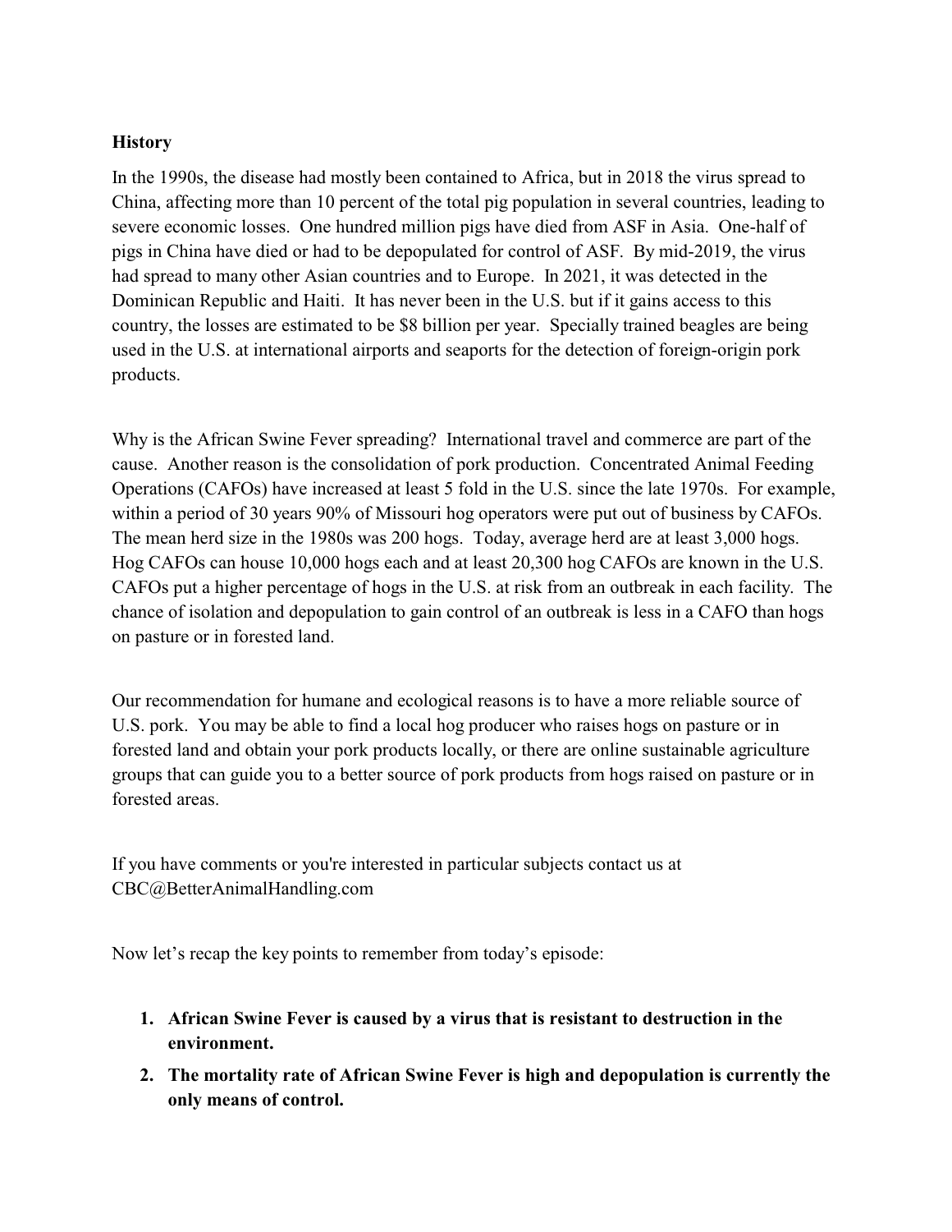**History**

In the 1990s, the disease had mostly been contained to Africa, but in 2018 the virus spread to China, affecting more than 10 percent of the total pig population in several countries, leading to severe economic losses. One hundred million pigs have died from ASF in Asia. One-half of pigs in China have died or had to be depopulated for control of ASF. By mid-2019, the virus had spread to many other Asian countries and to Europe. In 2021, it was detected in the Dominican Republic and Haiti. It has never been in the U.S. but if it gains access to this country, the losses are estimated to be $8 billion per year. Specially trained beagles are being used in the U.S. at international airports and seaports for the detection of foreign-origin pork products.

Why is the African Swine Fever spreading? International travel and commerce are part of the cause. Another reason is the consolidation of pork production. Concentrated Animal Feeding Operations (CAFOs) have increased at least 5 fold in the U.S. since the late 1970s. For example, within a period of 30 years 90% of Missouri hog operators were put out of business by CAFOs. The mean herd size in the 1980s was 200 hogs. Today, average herd are at least 3,000 hogs. Hog CAFOs can house 10,000 hogs each and at least 20,300 hog CAFOs are known in the U.S. CAFOs put a higher percentage of hogs in the U.S. at risk from an outbreak in each facility. The chance of isolation and depopulation to gain control of an outbreak is less in a CAFO than hogs on pasture or in forested land.

Our recommendation for humane and ecological reasons is to have a more reliable source of U.S. pork. You may be able to find a local hog producer who raises hogs on pasture or in forested land and obtain your pork products locally, or there are online sustainable agriculture groups that can guide you to a better source of pork products from hogs raised on pasture or in forested areas.

If you have comments or you're interested in particular subjects contact us at CBC@BetterAnimalHandling.com

Now let's recap the key points to remember from today's episode:

1. **African Swine Fever is caused by a virus that is resistant to destruction in the environment.**
2. **The mortality rate of African Swine Fever is high and depopulation is currently the only means of control.**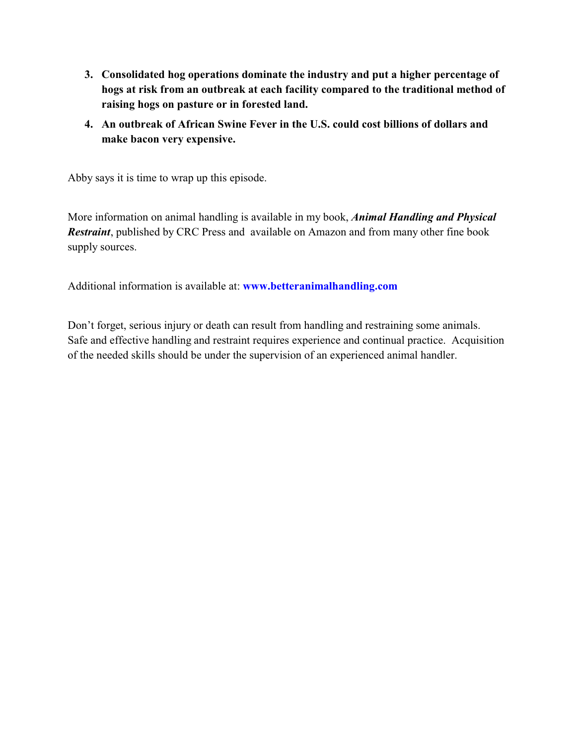3. **Consolidated hog operations dominate the industry and put a higher percentage of hogs at risk from an outbreak at each facility compared to the traditional method of raising hogs on pasture or in forested land.**
4. **An outbreak of African Swine Fever in the U.S. could cost billions of dollars and make bacon very expensive.**

Abby says it is time to wrap up this episode.

More information on animal handling is available in my book, ***Animal Handling and Physical Restraint***, published by CRC Press and available on Amazon and from many other fine book supply sources.

Additional information is available at: **www.betteranimalhandling.com**

Don't forget, serious injury or death can result from handling and restraining some animals. Safe and effective handling and restraint requires experience and continual practice. Acquisition of the needed skills should be under the supervision of an experienced animal handler.